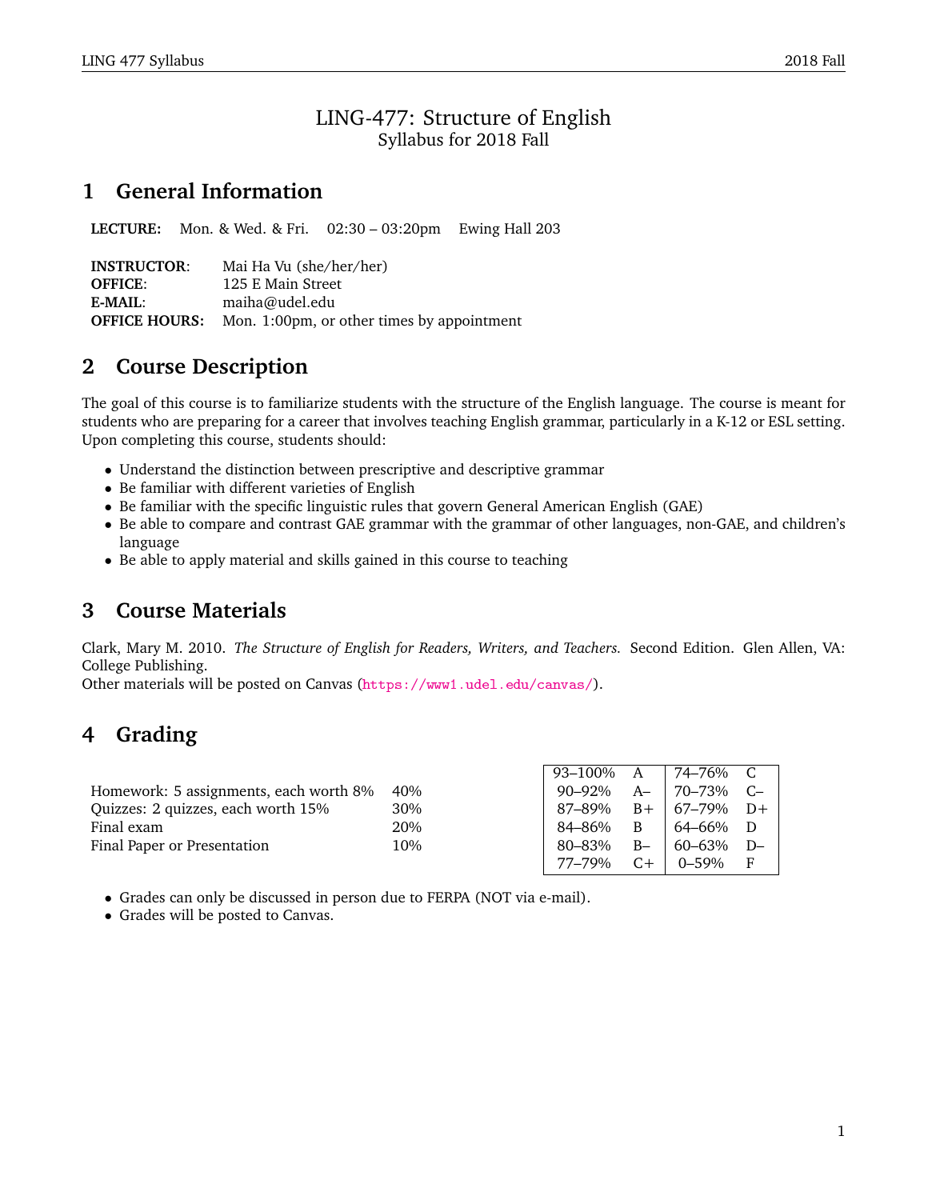# LING-477: Structure of English

Syllabus for 2018 Fall

## 1 General Information

**LECTURE:** Mon. & Wed. & Fri. 02:30 – 03:20pm Ewing Hall 203

**INSTRUCTOR**: Mai Ha Vu (she/her/her)
**OFFICE**: 125 E Main Street
**E-MAIL**: maiha@udel.edu
**OFFICE HOURS:** Mon. 1:00pm, or other times by appointment

## 2 Course Description

The goal of this course is to familiarize students with the structure of the English language. The course is meant for students who are preparing for a career that involves teaching English grammar, particularly in a K-12 or ESL setting. Upon completing this course, students should:

- Understand the distinction between prescriptive and descriptive grammar
- Be familiar with different varieties of English
- Be familiar with the specific linguistic rules that govern General American English (GAE)
- Be able to compare and contrast GAE grammar with the grammar of other languages, non-GAE, and children's language
- Be able to apply material and skills gained in this course to teaching

## 3 Course Materials

Clark, Mary M. 2010. *The Structure of English for Readers, Writers, and Teachers.* Second Edition. Glen Allen, VA: College Publishing.
Other materials will be posted on Canvas (https://www1.udel.edu/canvas/).

## 4 Grading

| Component | Weight |
|---|---|
| Homework: 5 assignments, each worth 8% | 40% |
| Quizzes: 2 quizzes, each worth 15% | 30% |
| Final exam | 20% |
| Final Paper or Presentation | 10% |

| Range | Grade | Range | Grade |
|---|---|---|---|
| 93–100% | A | 74–76% | C |
| 90–92% | A– | 70–73% | C– |
| 87–89% | B+ | 67–79% | D+ |
| 84–86% | B | 64–66% | D |
| 80–83% | B– | 60–63% | D– |
| 77–79% | C+ | 0–59% | F |

- Grades can only be discussed in person due to FERPA (NOT via e-mail).
- Grades will be posted to Canvas.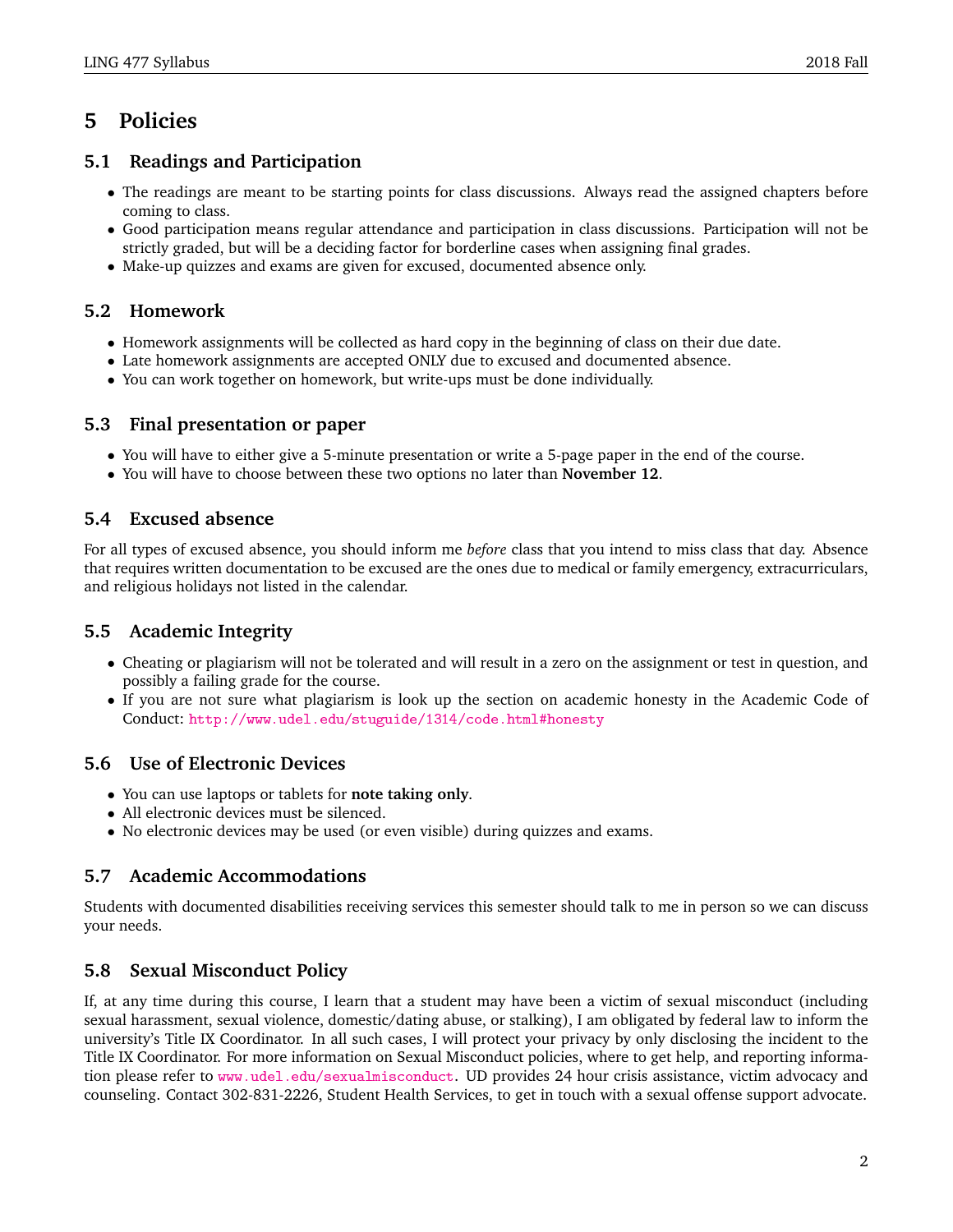# 5 Policies

## 5.1 Readings and Participation

- The readings are meant to be starting points for class discussions. Always read the assigned chapters before coming to class.
- Good participation means regular attendance and participation in class discussions. Participation will not be strictly graded, but will be a deciding factor for borderline cases when assigning final grades.
- Make-up quizzes and exams are given for excused, documented absence only.

## 5.2 Homework

- Homework assignments will be collected as hard copy in the beginning of class on their due date.
- Late homework assignments are accepted ONLY due to excused and documented absence.
- You can work together on homework, but write-ups must be done individually.

## 5.3 Final presentation or paper

- You will have to either give a 5-minute presentation or write a 5-page paper in the end of the course.
- You will have to choose between these two options no later than **November 12**.

## 5.4 Excused absence

For all types of excused absence, you should inform me *before* class that you intend to miss class that day. Absence that requires written documentation to be excused are the ones due to medical or family emergency, extracurriculars, and religious holidays not listed in the calendar.

## 5.5 Academic Integrity

- Cheating or plagiarism will not be tolerated and will result in a zero on the assignment or test in question, and possibly a failing grade for the course.
- If you are not sure what plagiarism is look up the section on academic honesty in the Academic Code of Conduct: http://www.udel.edu/stuguide/1314/code.html#honesty

## 5.6 Use of Electronic Devices

- You can use laptops or tablets for **note taking only**.
- All electronic devices must be silenced.
- No electronic devices may be used (or even visible) during quizzes and exams.

## 5.7 Academic Accommodations

Students with documented disabilities receiving services this semester should talk to me in person so we can discuss your needs.

## 5.8 Sexual Misconduct Policy

If, at any time during this course, I learn that a student may have been a victim of sexual misconduct (including sexual harassment, sexual violence, domestic/dating abuse, or stalking), I am obligated by federal law to inform the university's Title IX Coordinator. In all such cases, I will protect your privacy by only disclosing the incident to the Title IX Coordinator. For more information on Sexual Misconduct policies, where to get help, and reporting information please refer to www.udel.edu/sexualmisconduct. UD provides 24 hour crisis assistance, victim advocacy and counseling. Contact 302-831-2226, Student Health Services, to get in touch with a sexual offense support advocate.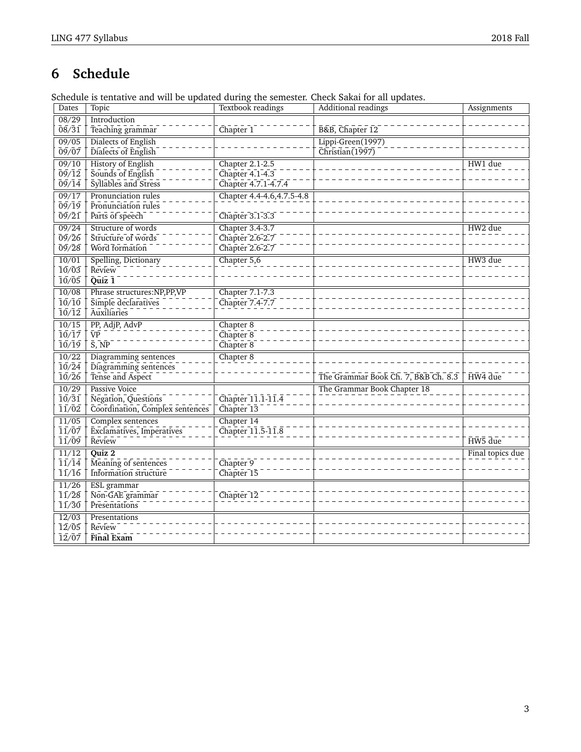## 6 Schedule

Schedule is tentative and will be updated during the semester. Check Sakai for all updates.

| Dates | Topic | Textbook readings | Additional readings | Assignments |
|---|---|---|---|---|
| 08/29 | Introduction | | | |
| 08/31 | Teaching grammar | Chapter 1 | B&B, Chapter 12 | |
| 09/05 | Dialects of English | | Lippi-Green(1997) | |
| 09/07 | Dialects of English | | Christian(1997) | |
| 09/10 | History of English | Chapter 2.1-2.5 | | HW1 due |
| 09/12 | Sounds of English | Chapter 4.1-4.3 | | |
| 09/14 | Syllables and Stress | Chapter 4.7.1-4.7.4 | | |
| 09/17 | Pronunciation rules | Chapter 4.4-4.6,4.7.5-4.8 | | |
| 09/19 | Pronunciation rules | | | |
| 09/21 | Parts of speech | Chapter 3.1-3.3 | | |
| 09/24 | Structure of words | Chapter 3.4-3.7 | | HW2 due |
| 09/26 | Structure of words | Chapter 2.6-2.7 | | |
| 09/28 | Word formation | Chapter 2.6-2.7 | | |
| 10/01 | Spelling, Dictionary | Chapter 5,6 | | HW3 due |
| 10/03 | Review | | | |
| 10/05 | **Quiz 1** | | | |
| 10/08 | Phrase structures:NP,PP,VP | Chapter 7.1-7.3 | | |
| 10/10 | Simple declaratives | Chapter 7.4-7.7 | | |
| 10/12 | Auxiliaries | | | |
| 10/15 | PP, AdjP, AdvP | Chapter 8 | | |
| 10/17 | VP | Chapter 8 | | |
| 10/19 | S, NP | Chapter 8 | | |
| 10/22 | Diagramming sentences | Chapter 8 | | |
| 10/24 | Diagramming sentences | | | |
| 10/26 | Tense and Aspect | | The Grammar Book Ch. 7, B&B Ch. 8.3 | HW4 due |
| 10/29 | Passive Voice | | The Grammar Book Chapter 18 | |
| 10/31 | Negation, Questions | Chapter 11.1-11.4 | | |
| 11/02 | Coordination, Complex sentences | Chapter 13 | | |
| 11/05 | Complex sentences | Chapter 14 | | |
| 11/07 | Exclamatives, Imperatives | Chapter 11.5-11.8 | | |
| 11/09 | Review | | | HW5 due |
| 11/12 | **Quiz 2** | | | Final topics due |
| 11/14 | Meaning of sentences | Chapter 9 | | |
| 11/16 | Information structure | Chapter 15 | | |
| 11/26 | ESL grammar | | | |
| 11/28 | Non-GAE grammar | Chapter 12 | | |
| 11/30 | Presentations | | | |
| 12/03 | Presentations | | | |
| 12/05 | Review | | | |
| 12/07 | **Final Exam** | | | |